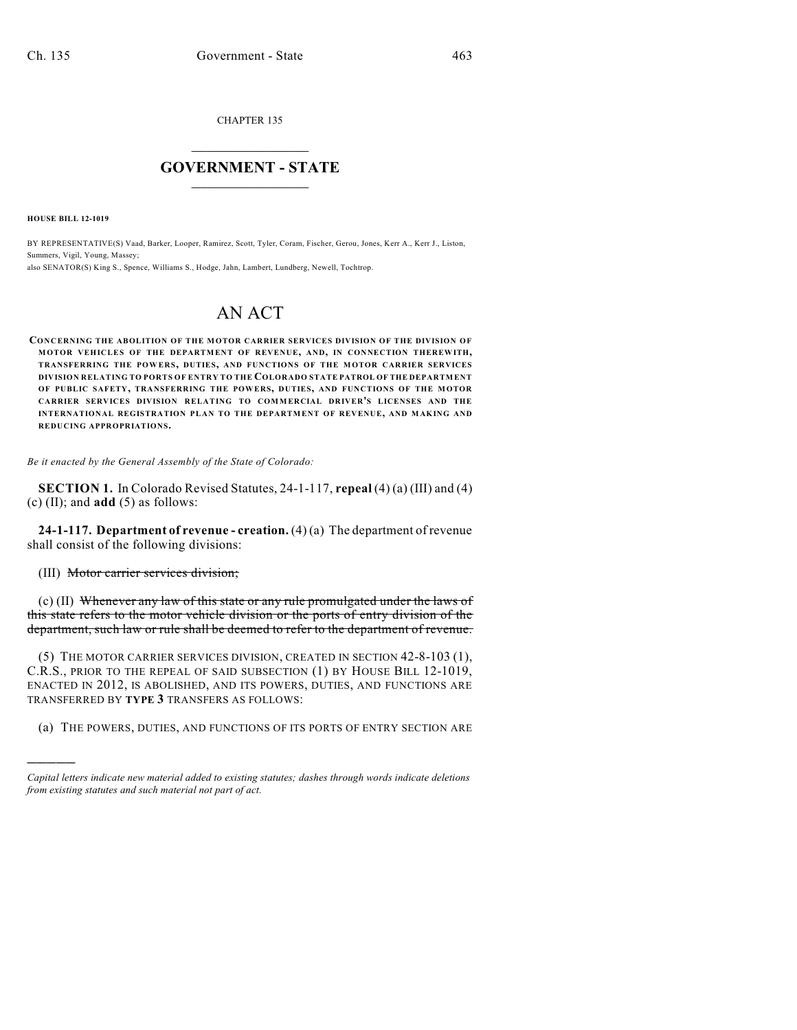CHAPTER 135

# GOVERNMENT - STATE

**HOUSE BILL 12-1019**

BY REPRESENTATIVE(S) Vaad, Barker, Looper, Ramirez, Scott, Tyler, Coram, Fischer, Gerou, Jones, Kerr A., Kerr J., Liston, Summers, Vigil, Young, Massey;
also SENATOR(S) King S., Spence, Williams S., Hodge, Jahn, Lambert, Lundberg, Newell, Tochtrop.

# AN ACT

**CONCERNING THE ABOLITION OF THE MOTOR CARRIER SERVICES DIVISION OF THE DIVISION OF MOTOR VEHICLES OF THE DEPARTMENT OF REVENUE, AND, IN CONNECTION THEREWITH, TRANSFERRING THE POWERS, DUTIES, AND FUNCTIONS OF THE MOTOR CARRIER SERVICES DIVISION RELATING TO PORTS OF ENTRY TO THE COLORADO STATE PATROL OF THE DEPARTMENT OF PUBLIC SAFETY, TRANSFERRING THE POWERS, DUTIES, AND FUNCTIONS OF THE MOTOR CARRIER SERVICES DIVISION RELATING TO COMMERCIAL DRIVER'S LICENSES AND THE INTERNATIONAL REGISTRATION PLAN TO THE DEPARTMENT OF REVENUE, AND MAKING AND REDUCING APPROPRIATIONS.**

*Be it enacted by the General Assembly of the State of Colorado:*

**SECTION 1.** In Colorado Revised Statutes, 24-1-117, **repeal** (4) (a) (III) and (4) (c) (II); and **add** (5) as follows:

**24-1-117. Department of revenue - creation.** (4) (a) The department of revenue shall consist of the following divisions:

(III) ~~Motor carrier services division;~~

(c) (II) ~~Whenever any law of this state or any rule promulgated under the laws of this state refers to the motor vehicle division or the ports of entry division of the department, such law or rule shall be deemed to refer to the department of revenue.~~

(5) THE MOTOR CARRIER SERVICES DIVISION, CREATED IN SECTION 42-8-103 (1), C.R.S., PRIOR TO THE REPEAL OF SAID SUBSECTION (1) BY HOUSE BILL 12-1019, ENACTED IN 2012, IS ABOLISHED, AND ITS POWERS, DUTIES, AND FUNCTIONS ARE TRANSFERRED BY **TYPE 3** TRANSFERS AS FOLLOWS:

(a) THE POWERS, DUTIES, AND FUNCTIONS OF ITS PORTS OF ENTRY SECTION ARE

---

*Capital letters indicate new material added to existing statutes; dashes through words indicate deletions from existing statutes and such material not part of act.*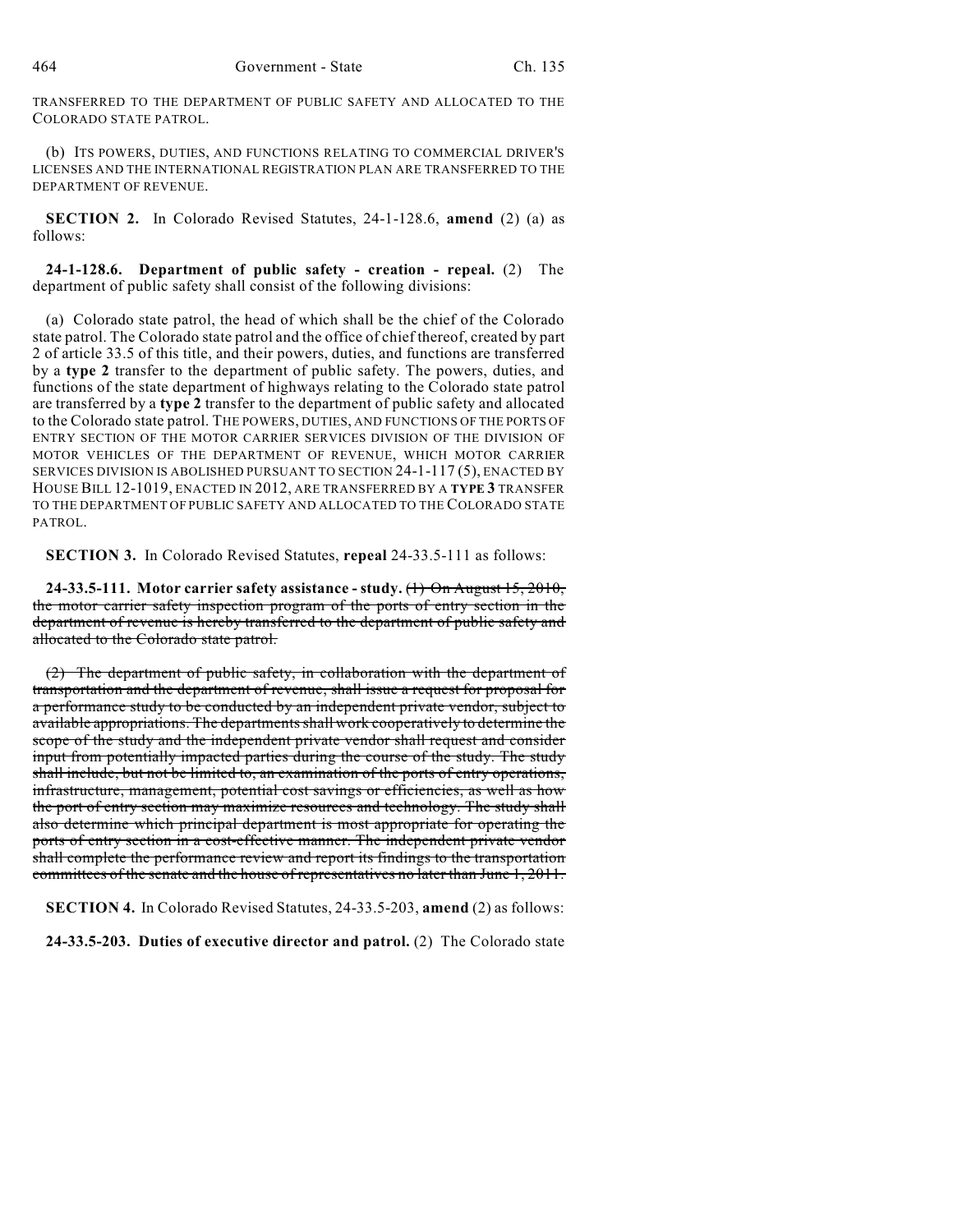TRANSFERRED TO THE DEPARTMENT OF PUBLIC SAFETY AND ALLOCATED TO THE COLORADO STATE PATROL.

(b) ITS POWERS, DUTIES, AND FUNCTIONS RELATING TO COMMERCIAL DRIVER'S LICENSES AND THE INTERNATIONAL REGISTRATION PLAN ARE TRANSFERRED TO THE DEPARTMENT OF REVENUE.

**SECTION 2.** In Colorado Revised Statutes, 24-1-128.6, **amend** (2) (a) as follows:

**24-1-128.6. Department of public safety - creation - repeal.** (2) The department of public safety shall consist of the following divisions:

(a) Colorado state patrol, the head of which shall be the chief of the Colorado state patrol. The Colorado state patrol and the office of chief thereof, created by part 2 of article 33.5 of this title, and their powers, duties, and functions are transferred by a **type 2** transfer to the department of public safety. The powers, duties, and functions of the state department of highways relating to the Colorado state patrol are transferred by a **type 2** transfer to the department of public safety and allocated to the Colorado state patrol. THE POWERS, DUTIES, AND FUNCTIONS OF THE PORTS OF ENTRY SECTION OF THE MOTOR CARRIER SERVICES DIVISION OF THE DIVISION OF MOTOR VEHICLES OF THE DEPARTMENT OF REVENUE, WHICH MOTOR CARRIER SERVICES DIVISION IS ABOLISHED PURSUANT TO SECTION 24-1-117 (5), ENACTED BY HOUSE BILL 12-1019, ENACTED IN 2012, ARE TRANSFERRED BY A **TYPE 3** TRANSFER TO THE DEPARTMENT OF PUBLIC SAFETY AND ALLOCATED TO THE COLORADO STATE PATROL.

**SECTION 3.** In Colorado Revised Statutes, **repeal** 24-33.5-111 as follows:

**24-33.5-111. Motor carrier safety assistance - study.** ~~(1) On August 15, 2010, the motor carrier safety inspection program of the ports of entry section in the department of revenue is hereby transferred to the department of public safety and allocated to the Colorado state patrol.~~

~~(2) The department of public safety, in collaboration with the department of transportation and the department of revenue, shall issue a request for proposal for a performance study to be conducted by an independent private vendor, subject to available appropriations. The departments shall work cooperatively to determine the scope of the study and the independent private vendor shall request and consider input from potentially impacted parties during the course of the study. The study shall include, but not be limited to, an examination of the ports of entry operations, infrastructure, management, potential cost savings or efficiencies, as well as how the port of entry section may maximize resources and technology. The study shall also determine which principal department is most appropriate for operating the ports of entry section in a cost-effective manner. The independent private vendor shall complete the performance review and report its findings to the transportation committees of the senate and the house of representatives no later than June 1, 2011.~~

**SECTION 4.** In Colorado Revised Statutes, 24-33.5-203, **amend** (2) as follows:

**24-33.5-203. Duties of executive director and patrol.** (2) The Colorado state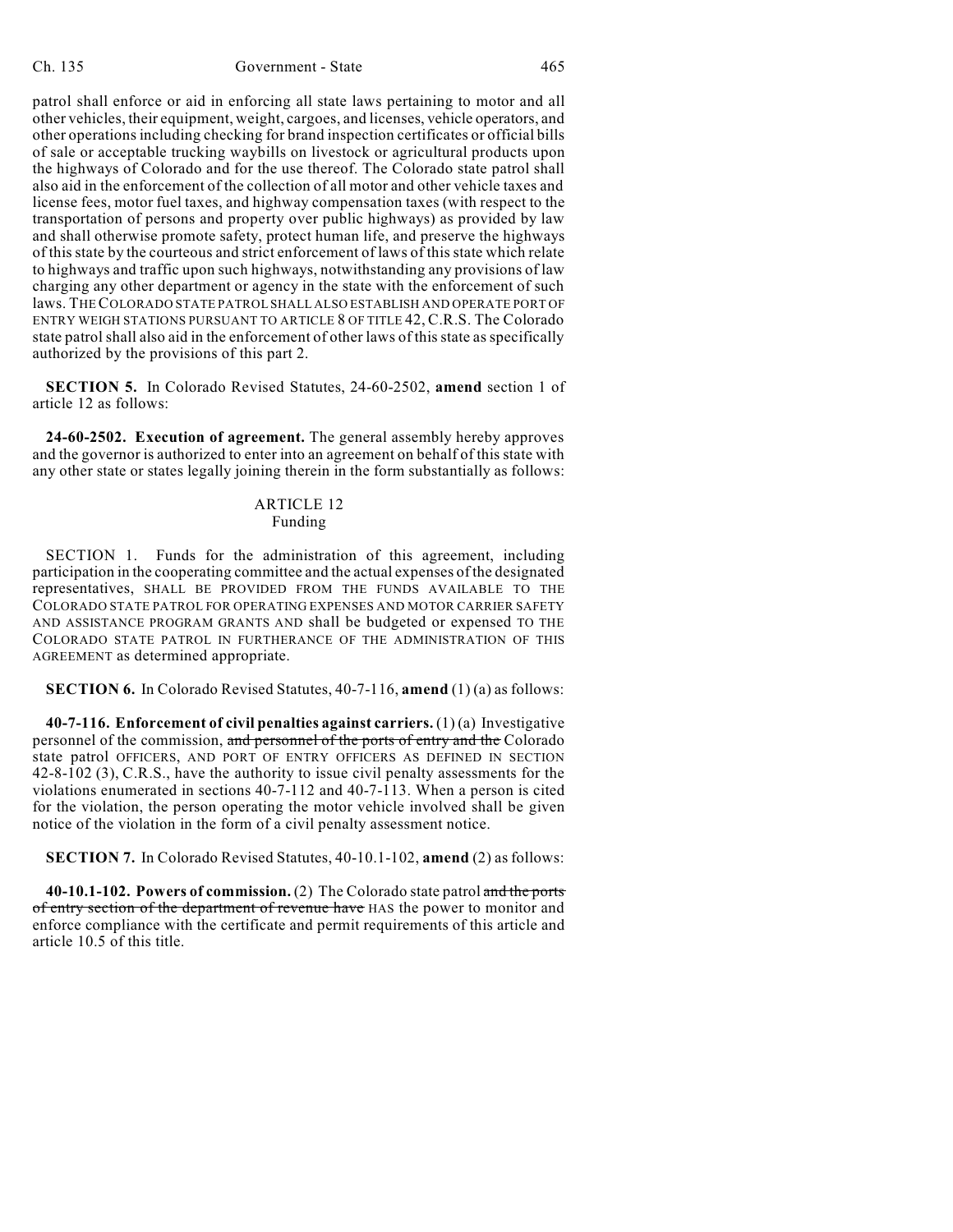patrol shall enforce or aid in enforcing all state laws pertaining to motor and all other vehicles, their equipment, weight, cargoes, and licenses, vehicle operators, and other operations including checking for brand inspection certificates or official bills of sale or acceptable trucking waybills on livestock or agricultural products upon the highways of Colorado and for the use thereof. The Colorado state patrol shall also aid in the enforcement of the collection of all motor and other vehicle taxes and license fees, motor fuel taxes, and highway compensation taxes (with respect to the transportation of persons and property over public highways) as provided by law and shall otherwise promote safety, protect human life, and preserve the highways of this state by the courteous and strict enforcement of laws of this state which relate to highways and traffic upon such highways, notwithstanding any provisions of law charging any other department or agency in the state with the enforcement of such laws. THE COLORADO STATE PATROL SHALL ALSO ESTABLISH AND OPERATE PORT OF ENTRY WEIGH STATIONS PURSUANT TO ARTICLE 8 OF TITLE 42, C.R.S. The Colorado state patrol shall also aid in the enforcement of other laws of this state as specifically authorized by the provisions of this part 2.

**SECTION 5.** In Colorado Revised Statutes, 24-60-2502, **amend** section 1 of article 12 as follows:

**24-60-2502. Execution of agreement.** The general assembly hereby approves and the governor is authorized to enter into an agreement on behalf of this state with any other state or states legally joining therein in the form substantially as follows:

ARTICLE 12
Funding

SECTION 1. Funds for the administration of this agreement, including participation in the cooperating committee and the actual expenses of the designated representatives, SHALL BE PROVIDED FROM THE FUNDS AVAILABLE TO THE COLORADO STATE PATROL FOR OPERATING EXPENSES AND MOTOR CARRIER SAFETY AND ASSISTANCE PROGRAM GRANTS AND shall be budgeted or expensed TO THE COLORADO STATE PATROL IN FURTHERANCE OF THE ADMINISTRATION OF THIS AGREEMENT as determined appropriate.

**SECTION 6.** In Colorado Revised Statutes, 40-7-116, **amend** (1) (a) as follows:

**40-7-116. Enforcement of civil penalties against carriers.** (1) (a) Investigative personnel of the commission, ~~and personnel of the ports of entry and the~~ Colorado state patrol OFFICERS, AND PORT OF ENTRY OFFICERS AS DEFINED IN SECTION 42-8-102 (3), C.R.S., have the authority to issue civil penalty assessments for the violations enumerated in sections 40-7-112 and 40-7-113. When a person is cited for the violation, the person operating the motor vehicle involved shall be given notice of the violation in the form of a civil penalty assessment notice.

**SECTION 7.** In Colorado Revised Statutes, 40-10.1-102, **amend** (2) as follows:

**40-10.1-102. Powers of commission.** (2) The Colorado state patrol ~~and the ports of entry section of the department of revenue have~~ HAS the power to monitor and enforce compliance with the certificate and permit requirements of this article and article 10.5 of this title.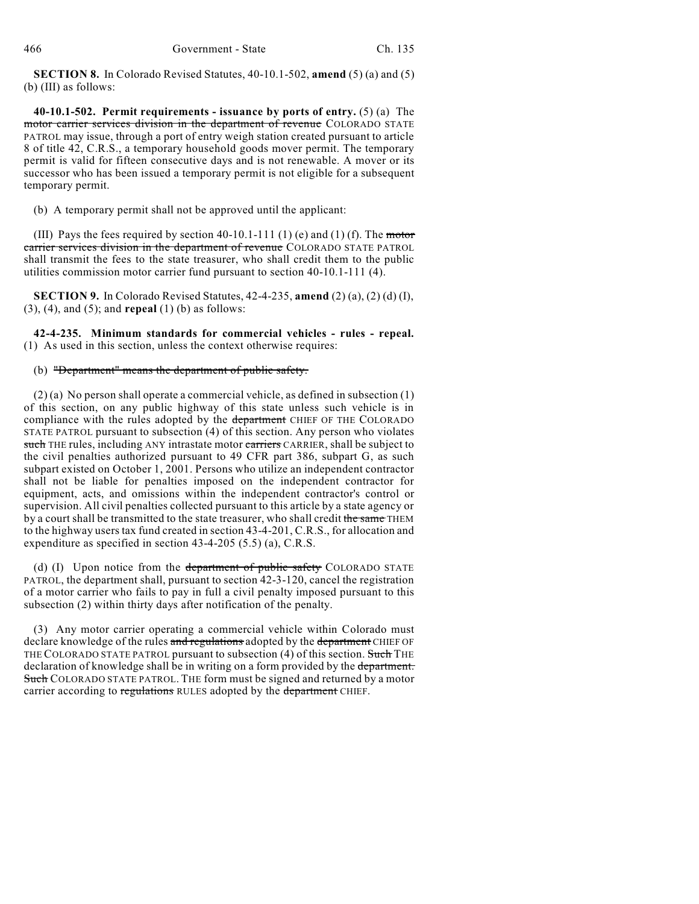**SECTION 8.** In Colorado Revised Statutes, 40-10.1-502, **amend** (5) (a) and (5) (b) (III) as follows:

**40-10.1-502. Permit requirements - issuance by ports of entry.** (5) (a) The ~~motor carrier services division in the department of revenue~~ COLORADO STATE PATROL may issue, through a port of entry weigh station created pursuant to article 8 of title 42, C.R.S., a temporary household goods mover permit. The temporary permit is valid for fifteen consecutive days and is not renewable. A mover or its successor who has been issued a temporary permit is not eligible for a subsequent temporary permit.

(b) A temporary permit shall not be approved until the applicant:

(III) Pays the fees required by section 40-10.1-111 (1) (e) and (1) (f). The ~~motor carrier services division in the department of revenue~~ COLORADO STATE PATROL shall transmit the fees to the state treasurer, who shall credit them to the public utilities commission motor carrier fund pursuant to section 40-10.1-111 (4).

**SECTION 9.** In Colorado Revised Statutes, 42-4-235, **amend** (2) (a), (2) (d) (I), (3), (4), and (5); and **repeal** (1) (b) as follows:

**42-4-235. Minimum standards for commercial vehicles - rules - repeal.** (1) As used in this section, unless the context otherwise requires:

(b) ~~"Department" means the department of public safety.~~

(2) (a) No person shall operate a commercial vehicle, as defined in subsection (1) of this section, on any public highway of this state unless such vehicle is in compliance with the rules adopted by the ~~department~~ CHIEF OF THE COLORADO STATE PATROL pursuant to subsection (4) of this section. Any person who violates ~~such~~ THE rules, including ANY intrastate motor ~~carriers~~ CARRIER, shall be subject to the civil penalties authorized pursuant to 49 CFR part 386, subpart G, as such subpart existed on October 1, 2001. Persons who utilize an independent contractor shall not be liable for penalties imposed on the independent contractor for equipment, acts, and omissions within the independent contractor's control or supervision. All civil penalties collected pursuant to this article by a state agency or by a court shall be transmitted to the state treasurer, who shall credit ~~the same~~ THEM to the highway users tax fund created in section 43-4-201, C.R.S., for allocation and expenditure as specified in section 43-4-205 (5.5) (a), C.R.S.

(d) (I) Upon notice from the ~~department of public safety~~ COLORADO STATE PATROL, the department shall, pursuant to section 42-3-120, cancel the registration of a motor carrier who fails to pay in full a civil penalty imposed pursuant to this subsection (2) within thirty days after notification of the penalty.

(3) Any motor carrier operating a commercial vehicle within Colorado must declare knowledge of the rules ~~and regulations~~ adopted by the ~~department~~ CHIEF OF THE COLORADO STATE PATROL pursuant to subsection (4) of this section. ~~Such~~ THE declaration of knowledge shall be in writing on a form provided by the ~~department. Such~~ COLORADO STATE PATROL. THE form must be signed and returned by a motor carrier according to ~~regulations~~ RULES adopted by the ~~department~~ CHIEF.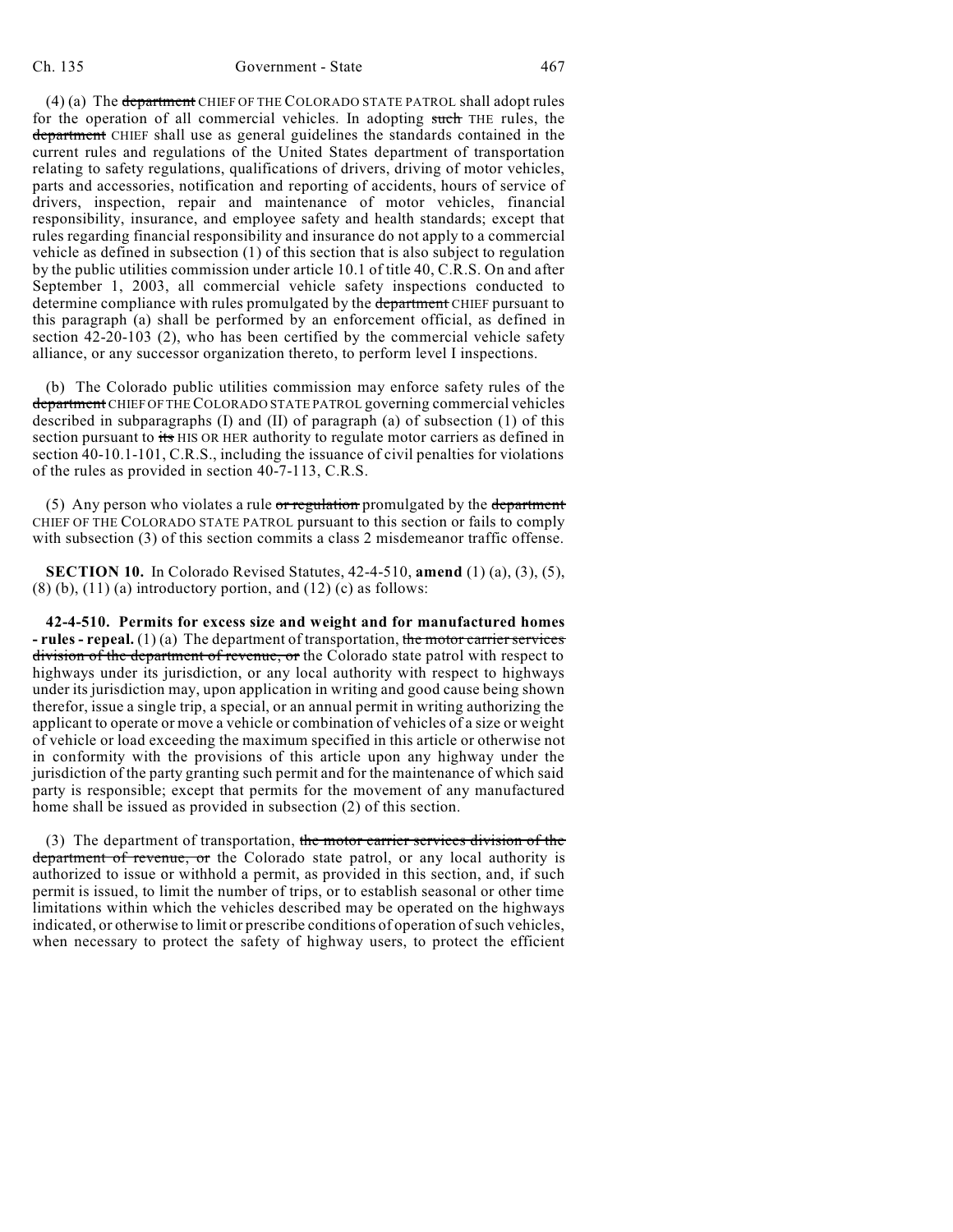(4) (a) The ~~department~~ CHIEF OF THE COLORADO STATE PATROL shall adopt rules for the operation of all commercial vehicles. In adopting ~~such~~ THE rules, the ~~department~~ CHIEF shall use as general guidelines the standards contained in the current rules and regulations of the United States department of transportation relating to safety regulations, qualifications of drivers, driving of motor vehicles, parts and accessories, notification and reporting of accidents, hours of service of drivers, inspection, repair and maintenance of motor vehicles, financial responsibility, insurance, and employee safety and health standards; except that rules regarding financial responsibility and insurance do not apply to a commercial vehicle as defined in subsection (1) of this section that is also subject to regulation by the public utilities commission under article 10.1 of title 40, C.R.S. On and after September 1, 2003, all commercial vehicle safety inspections conducted to determine compliance with rules promulgated by the ~~department~~ CHIEF pursuant to this paragraph (a) shall be performed by an enforcement official, as defined in section 42-20-103 (2), who has been certified by the commercial vehicle safety alliance, or any successor organization thereto, to perform level I inspections.

(b) The Colorado public utilities commission may enforce safety rules of the ~~department~~ CHIEF OF THE COLORADO STATE PATROL governing commercial vehicles described in subparagraphs (I) and (II) of paragraph (a) of subsection (1) of this section pursuant to ~~its~~ HIS OR HER authority to regulate motor carriers as defined in section 40-10.1-101, C.R.S., including the issuance of civil penalties for violations of the rules as provided in section 40-7-113, C.R.S.

(5) Any person who violates a rule ~~or regulation~~ promulgated by the ~~department~~ CHIEF OF THE COLORADO STATE PATROL pursuant to this section or fails to comply with subsection (3) of this section commits a class 2 misdemeanor traffic offense.

**SECTION 10.** In Colorado Revised Statutes, 42-4-510, **amend** (1) (a), (3), (5), (8) (b), (11) (a) introductory portion, and (12) (c) as follows:

**42-4-510. Permits for excess size and weight and for manufactured homes - rules - repeal.** (1) (a) The department of transportation, ~~the motor carrier services division of the department of revenue, or~~ the Colorado state patrol with respect to highways under its jurisdiction, or any local authority with respect to highways under its jurisdiction may, upon application in writing and good cause being shown therefor, issue a single trip, a special, or an annual permit in writing authorizing the applicant to operate or move a vehicle or combination of vehicles of a size or weight of vehicle or load exceeding the maximum specified in this article or otherwise not in conformity with the provisions of this article upon any highway under the jurisdiction of the party granting such permit and for the maintenance of which said party is responsible; except that permits for the movement of any manufactured home shall be issued as provided in subsection (2) of this section.

(3) The department of transportation, ~~the motor carrier services division of the department of revenue, or~~ the Colorado state patrol, or any local authority is authorized to issue or withhold a permit, as provided in this section, and, if such permit is issued, to limit the number of trips, or to establish seasonal or other time limitations within which the vehicles described may be operated on the highways indicated, or otherwise to limit or prescribe conditions of operation of such vehicles, when necessary to protect the safety of highway users, to protect the efficient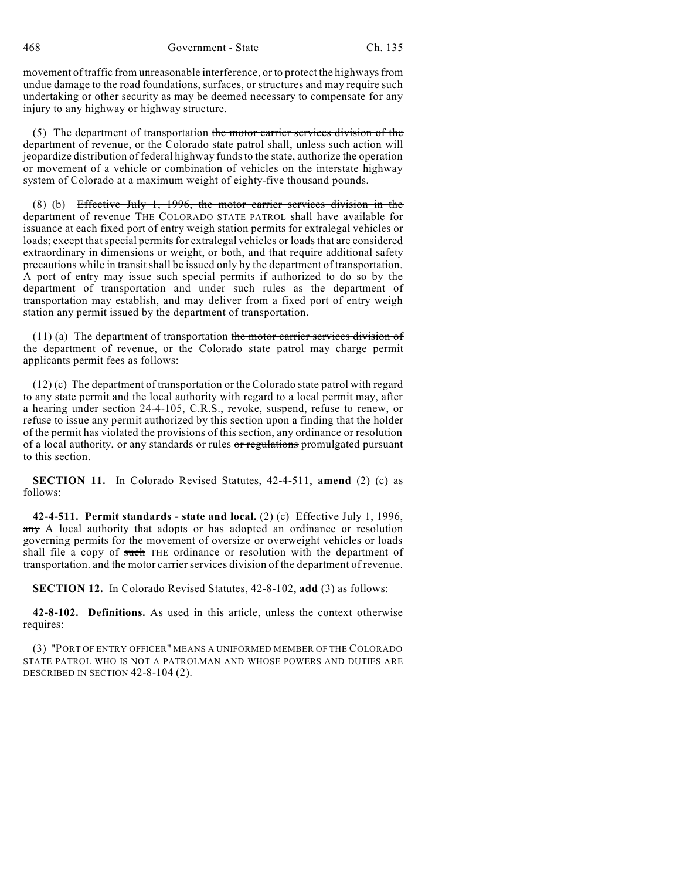movement of traffic from unreasonable interference, or to protect the highways from undue damage to the road foundations, surfaces, or structures and may require such undertaking or other security as may be deemed necessary to compensate for any injury to any highway or highway structure.

(5) The department of transportation ~~the motor carrier services division of the department of revenue,~~ or the Colorado state patrol shall, unless such action will jeopardize distribution of federal highway funds to the state, authorize the operation or movement of a vehicle or combination of vehicles on the interstate highway system of Colorado at a maximum weight of eighty-five thousand pounds.

(8) (b) ~~Effective July 1, 1996, the motor carrier services division in the department of revenue~~ THE COLORADO STATE PATROL shall have available for issuance at each fixed port of entry weigh station permits for extralegal vehicles or loads; except that special permits for extralegal vehicles or loads that are considered extraordinary in dimensions or weight, or both, and that require additional safety precautions while in transit shall be issued only by the department of transportation. A port of entry may issue such special permits if authorized to do so by the department of transportation and under such rules as the department of transportation may establish, and may deliver from a fixed port of entry weigh station any permit issued by the department of transportation.

(11) (a) The department of transportation ~~the motor carrier services division of the department of revenue,~~ or the Colorado state patrol may charge permit applicants permit fees as follows:

(12) (c) The department of transportation ~~or the Colorado state patrol~~ with regard to any state permit and the local authority with regard to a local permit may, after a hearing under section 24-4-105, C.R.S., revoke, suspend, refuse to renew, or refuse to issue any permit authorized by this section upon a finding that the holder of the permit has violated the provisions of this section, any ordinance or resolution of a local authority, or any standards or rules ~~or regulations~~ promulgated pursuant to this section.

**SECTION 11.** In Colorado Revised Statutes, 42-4-511, **amend** (2) (c) as follows:

**42-4-511. Permit standards - state and local.** (2) (c) ~~Effective July 1, 1996, any~~ A local authority that adopts or has adopted an ordinance or resolution governing permits for the movement of oversize or overweight vehicles or loads shall file a copy of ~~such~~ THE ordinance or resolution with the department of transportation. ~~and the motor carrier services division of the department of revenue.~~

**SECTION 12.** In Colorado Revised Statutes, 42-8-102, **add** (3) as follows:

**42-8-102. Definitions.** As used in this article, unless the context otherwise requires:

(3) "PORT OF ENTRY OFFICER" MEANS A UNIFORMED MEMBER OF THE COLORADO STATE PATROL WHO IS NOT A PATROLMAN AND WHOSE POWERS AND DUTIES ARE DESCRIBED IN SECTION 42-8-104 (2).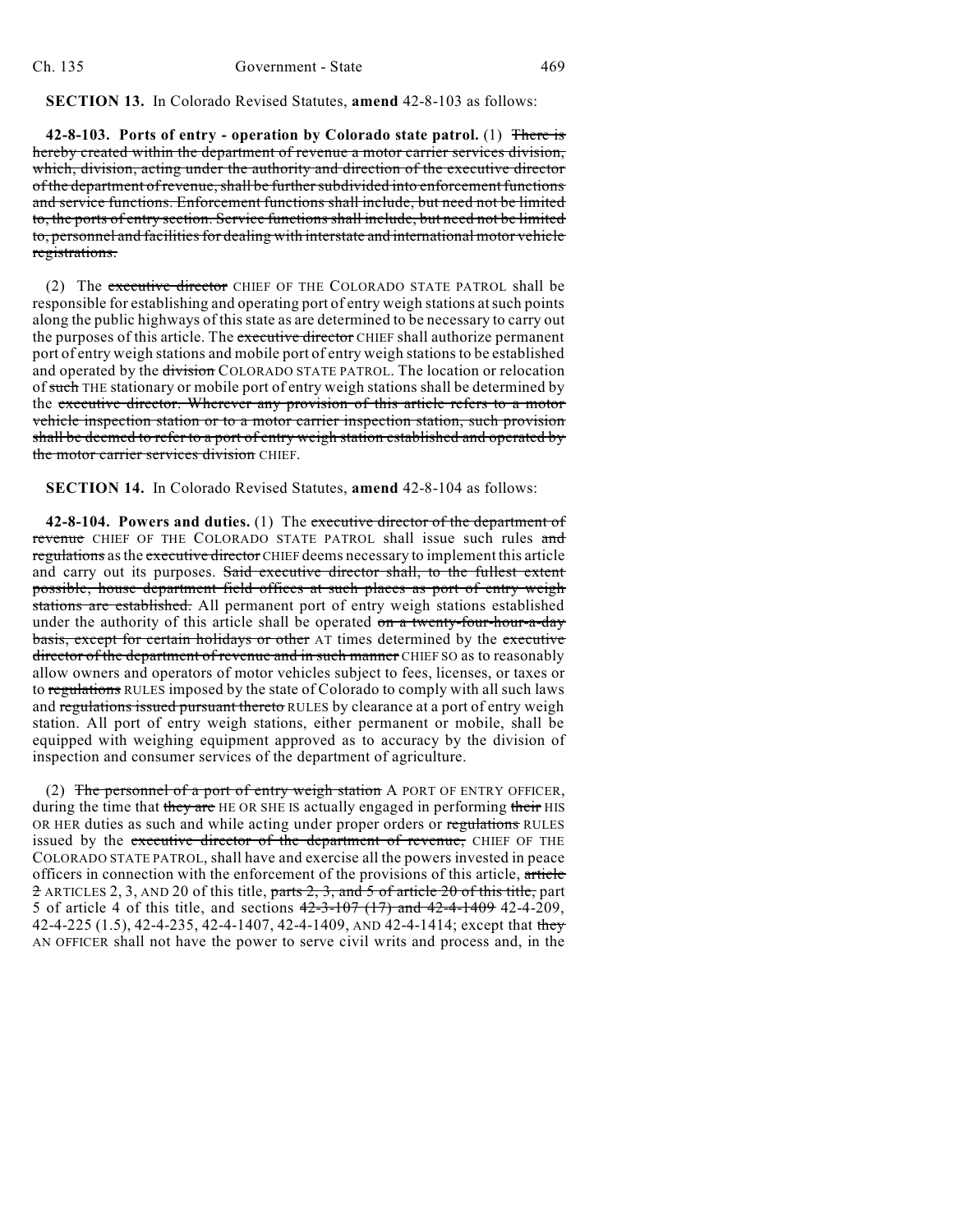**SECTION 13.** In Colorado Revised Statutes, **amend** 42-8-103 as follows:

**42-8-103. Ports of entry - operation by Colorado state patrol.** (1) ~~There is hereby created within the department of revenue a motor carrier services division, which, division, acting under the authority and direction of the executive director of the department of revenue, shall be further subdivided into enforcement functions and service functions. Enforcement functions shall include, but need not be limited to, the ports of entry section. Service functions shall include, but need not be limited to, personnel and facilities for dealing with interstate and international motor vehicle registrations.~~

(2) The ~~executive director~~ CHIEF OF THE COLORADO STATE PATROL shall be responsible for establishing and operating port of entry weigh stations at such points along the public highways of this state as are determined to be necessary to carry out the purposes of this article. The ~~executive director~~ CHIEF shall authorize permanent port of entry weigh stations and mobile port of entry weigh stations to be established and operated by the ~~division~~ COLORADO STATE PATROL. The location or relocation of ~~such~~ THE stationary or mobile port of entry weigh stations shall be determined by the ~~executive director. Wherever any provision of this article refers to a motor vehicle inspection station or to a motor carrier inspection station, such provision shall be deemed to refer to a port of entry weigh station established and operated by the motor carrier services division~~ CHIEF.

**SECTION 14.** In Colorado Revised Statutes, **amend** 42-8-104 as follows:

**42-8-104. Powers and duties.** (1) The ~~executive director of the department of revenue~~ CHIEF OF THE COLORADO STATE PATROL shall issue such rules ~~and regulations~~ as the ~~executive director~~ CHIEF deems necessary to implement this article and carry out its purposes. ~~Said executive director shall, to the fullest extent possible, house department field offices at such places as port of entry weigh stations are established.~~ All permanent port of entry weigh stations established under the authority of this article shall be operated ~~on a twenty-four-hour-a-day basis, except for certain holidays or other~~ AT times determined by the ~~executive director of the department of revenue and in such manner~~ CHIEF SO as to reasonably allow owners and operators of motor vehicles subject to fees, licenses, or taxes or to ~~regulations~~ RULES imposed by the state of Colorado to comply with all such laws and ~~regulations issued pursuant thereto~~ RULES by clearance at a port of entry weigh station. All port of entry weigh stations, either permanent or mobile, shall be equipped with weighing equipment approved as to accuracy by the division of inspection and consumer services of the department of agriculture.

(2) ~~The personnel of a port of entry weigh station~~ A PORT OF ENTRY OFFICER, during the time that ~~they are~~ HE OR SHE IS actually engaged in performing ~~their~~ HIS OR HER duties as such and while acting under proper orders or ~~regulations~~ RULES issued by the ~~executive director of the department of revenue,~~ CHIEF OF THE COLORADO STATE PATROL, shall have and exercise all the powers invested in peace officers in connection with the enforcement of the provisions of this article, ~~article 2~~ ARTICLES 2, 3, AND 20 of this title, ~~parts 2, 3, and 5 of article 20 of this title,~~ part 5 of article 4 of this title, and sections ~~42-3-107 (17) and 42-4-1409~~ 42-4-209, 42-4-225 (1.5), 42-4-235, 42-4-1407, 42-4-1409, AND 42-4-1414; except that ~~they~~ AN OFFICER shall not have the power to serve civil writs and process and, in the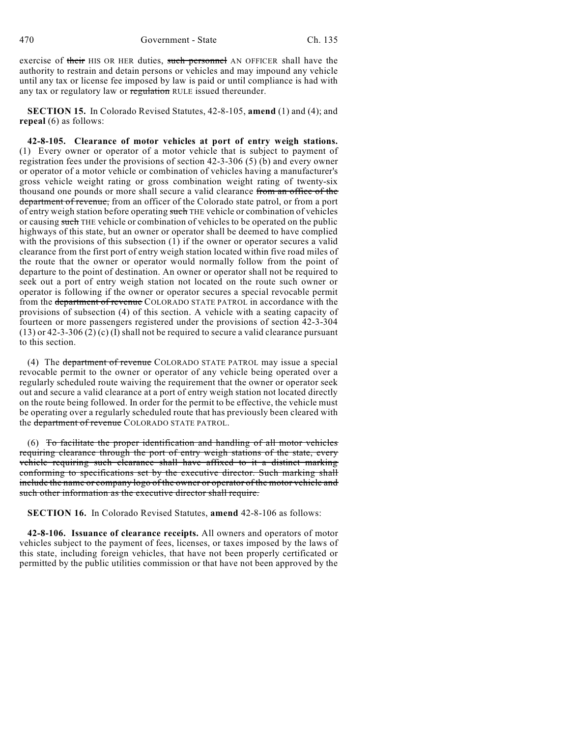exercise of ~~their~~ HIS OR HER duties, ~~such personnel~~ AN OFFICER shall have the authority to restrain and detain persons or vehicles and may impound any vehicle until any tax or license fee imposed by law is paid or until compliance is had with any tax or regulatory law or ~~regulation~~ RULE issued thereunder.

**SECTION 15.** In Colorado Revised Statutes, 42-8-105, **amend** (1) and (4); and **repeal** (6) as follows:

**42-8-105. Clearance of motor vehicles at port of entry weigh stations.** (1) Every owner or operator of a motor vehicle that is subject to payment of registration fees under the provisions of section 42-3-306 (5) (b) and every owner or operator of a motor vehicle or combination of vehicles having a manufacturer's gross vehicle weight rating or gross combination weight rating of twenty-six thousand one pounds or more shall secure a valid clearance ~~from an office of the department of revenue,~~ from an officer of the Colorado state patrol, or from a port of entry weigh station before operating ~~such~~ THE vehicle or combination of vehicles or causing ~~such~~ THE vehicle or combination of vehicles to be operated on the public highways of this state, but an owner or operator shall be deemed to have complied with the provisions of this subsection (1) if the owner or operator secures a valid clearance from the first port of entry weigh station located within five road miles of the route that the owner or operator would normally follow from the point of departure to the point of destination. An owner or operator shall not be required to seek out a port of entry weigh station not located on the route such owner or operator is following if the owner or operator secures a special revocable permit from the ~~department of revenue~~ COLORADO STATE PATROL in accordance with the provisions of subsection (4) of this section. A vehicle with a seating capacity of fourteen or more passengers registered under the provisions of section 42-3-304 (13) or 42-3-306 (2) (c) (I) shall not be required to secure a valid clearance pursuant to this section.

(4) The ~~department of revenue~~ COLORADO STATE PATROL may issue a special revocable permit to the owner or operator of any vehicle being operated over a regularly scheduled route waiving the requirement that the owner or operator seek out and secure a valid clearance at a port of entry weigh station not located directly on the route being followed. In order for the permit to be effective, the vehicle must be operating over a regularly scheduled route that has previously been cleared with the ~~department of revenue~~ COLORADO STATE PATROL.

(6) ~~To facilitate the proper identification and handling of all motor vehicles requiring clearance through the port of entry weigh stations of the state, every vehicle requiring such clearance shall have affixed to it a distinct marking conforming to specifications set by the executive director. Such marking shall include the name or company logo of the owner or operator of the motor vehicle and such other information as the executive director shall require.~~

**SECTION 16.** In Colorado Revised Statutes, **amend** 42-8-106 as follows:

**42-8-106. Issuance of clearance receipts.** All owners and operators of motor vehicles subject to the payment of fees, licenses, or taxes imposed by the laws of this state, including foreign vehicles, that have not been properly certificated or permitted by the public utilities commission or that have not been approved by the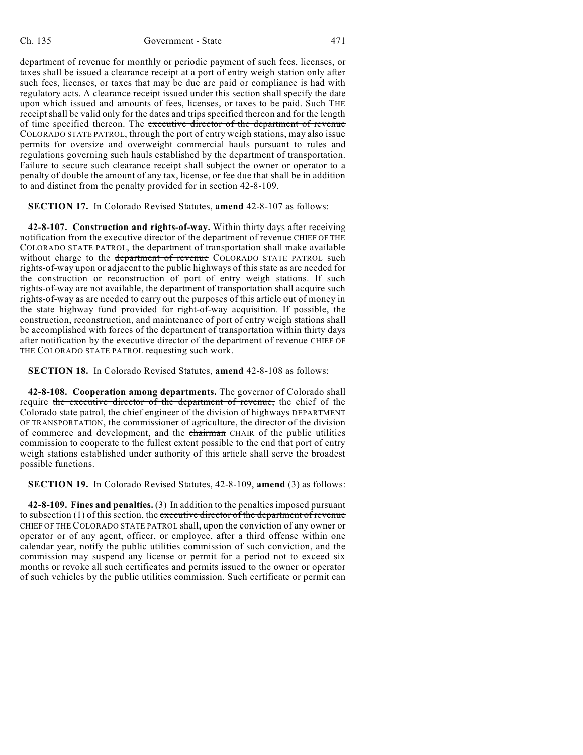department of revenue for monthly or periodic payment of such fees, licenses, or taxes shall be issued a clearance receipt at a port of entry weigh station only after such fees, licenses, or taxes that may be due are paid or compliance is had with regulatory acts. A clearance receipt issued under this section shall specify the date upon which issued and amounts of fees, licenses, or taxes to be paid. ~~Such~~ THE receipt shall be valid only for the dates and trips specified thereon and for the length of time specified thereon. The ~~executive director of the department of revenue~~ COLORADO STATE PATROL, through the port of entry weigh stations, may also issue permits for oversize and overweight commercial hauls pursuant to rules and regulations governing such hauls established by the department of transportation. Failure to secure such clearance receipt shall subject the owner or operator to a penalty of double the amount of any tax, license, or fee due that shall be in addition to and distinct from the penalty provided for in section 42-8-109.

**SECTION 17.** In Colorado Revised Statutes, **amend** 42-8-107 as follows:

**42-8-107. Construction and rights-of-way.** Within thirty days after receiving notification from the ~~executive director of the department of revenue~~ CHIEF OF THE COLORADO STATE PATROL, the department of transportation shall make available without charge to the ~~department of revenue~~ COLORADO STATE PATROL such rights-of-way upon or adjacent to the public highways of this state as are needed for the construction or reconstruction of port of entry weigh stations. If such rights-of-way are not available, the department of transportation shall acquire such rights-of-way as are needed to carry out the purposes of this article out of money in the state highway fund provided for right-of-way acquisition. If possible, the construction, reconstruction, and maintenance of port of entry weigh stations shall be accomplished with forces of the department of transportation within thirty days after notification by the ~~executive director of the department of revenue~~ CHIEF OF THE COLORADO STATE PATROL requesting such work.

**SECTION 18.** In Colorado Revised Statutes, **amend** 42-8-108 as follows:

**42-8-108. Cooperation among departments.** The governor of Colorado shall require ~~the executive director of the department of revenue,~~ the chief of the Colorado state patrol, the chief engineer of the ~~division of highways~~ DEPARTMENT OF TRANSPORTATION, the commissioner of agriculture, the director of the division of commerce and development, and the ~~chairman~~ CHAIR of the public utilities commission to cooperate to the fullest extent possible to the end that port of entry weigh stations established under authority of this article shall serve the broadest possible functions.

**SECTION 19.** In Colorado Revised Statutes, 42-8-109, **amend** (3) as follows:

**42-8-109. Fines and penalties.** (3) In addition to the penalties imposed pursuant to subsection (1) of this section, the ~~executive director of the department of revenue~~ CHIEF OF THE COLORADO STATE PATROL shall, upon the conviction of any owner or operator or of any agent, officer, or employee, after a third offense within one calendar year, notify the public utilities commission of such conviction, and the commission may suspend any license or permit for a period not to exceed six months or revoke all such certificates and permits issued to the owner or operator of such vehicles by the public utilities commission. Such certificate or permit can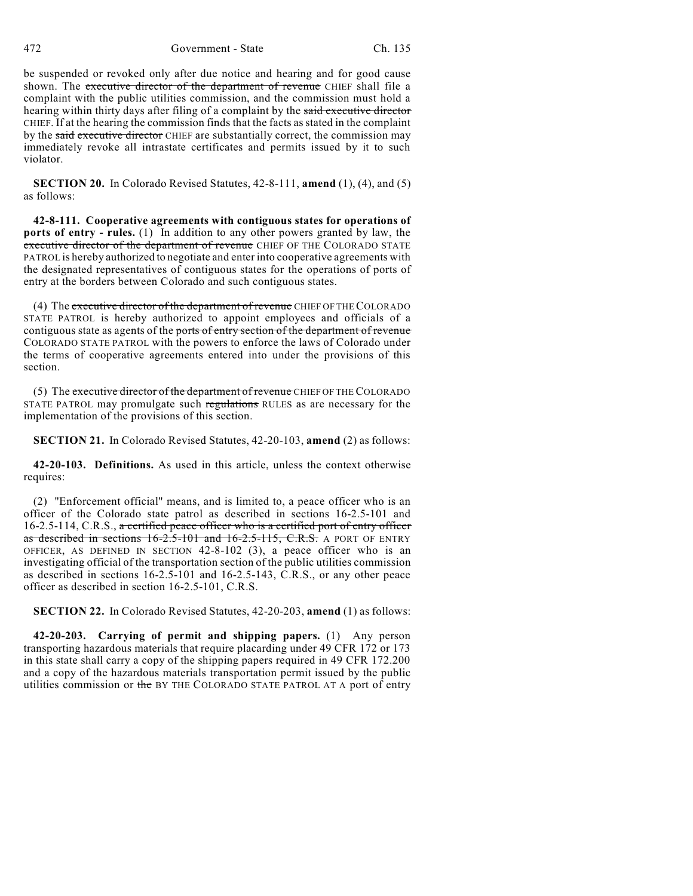be suspended or revoked only after due notice and hearing and for good cause shown. The ~~executive director of the department of revenue~~ CHIEF shall file a complaint with the public utilities commission, and the commission must hold a hearing within thirty days after filing of a complaint by the ~~said executive director~~ CHIEF. If at the hearing the commission finds that the facts as stated in the complaint by the ~~said executive director~~ CHIEF are substantially correct, the commission may immediately revoke all intrastate certificates and permits issued by it to such violator.

**SECTION 20.** In Colorado Revised Statutes, 42-8-111, **amend** (1), (4), and (5) as follows:

**42-8-111. Cooperative agreements with contiguous states for operations of ports of entry - rules.** (1) In addition to any other powers granted by law, the ~~executive director of the department of revenue~~ CHIEF OF THE COLORADO STATE PATROL is hereby authorized to negotiate and enter into cooperative agreements with the designated representatives of contiguous states for the operations of ports of entry at the borders between Colorado and such contiguous states.

(4) The ~~executive director of the department of revenue~~ CHIEF OF THE COLORADO STATE PATROL is hereby authorized to appoint employees and officials of a contiguous state as agents of the ~~ports of entry section of the department of revenue~~ COLORADO STATE PATROL with the powers to enforce the laws of Colorado under the terms of cooperative agreements entered into under the provisions of this section.

(5) The ~~executive director of the department of revenue~~ CHIEF OF THE COLORADO STATE PATROL may promulgate such ~~regulations~~ RULES as are necessary for the implementation of the provisions of this section.

**SECTION 21.** In Colorado Revised Statutes, 42-20-103, **amend** (2) as follows:

**42-20-103. Definitions.** As used in this article, unless the context otherwise requires:

(2) "Enforcement official" means, and is limited to, a peace officer who is an officer of the Colorado state patrol as described in sections 16-2.5-101 and 16-2.5-114, C.R.S., ~~a certified peace officer who is a certified port of entry officer as described in sections 16-2.5-101 and 16-2.5-115, C.R.S.~~ A PORT OF ENTRY OFFICER, AS DEFINED IN SECTION 42-8-102 (3), a peace officer who is an investigating official of the transportation section of the public utilities commission as described in sections 16-2.5-101 and 16-2.5-143, C.R.S., or any other peace officer as described in section 16-2.5-101, C.R.S.

**SECTION 22.** In Colorado Revised Statutes, 42-20-203, **amend** (1) as follows:

**42-20-203. Carrying of permit and shipping papers.** (1) Any person transporting hazardous materials that require placarding under 49 CFR 172 or 173 in this state shall carry a copy of the shipping papers required in 49 CFR 172.200 and a copy of the hazardous materials transportation permit issued by the public utilities commission or ~~the~~ BY THE COLORADO STATE PATROL AT A port of entry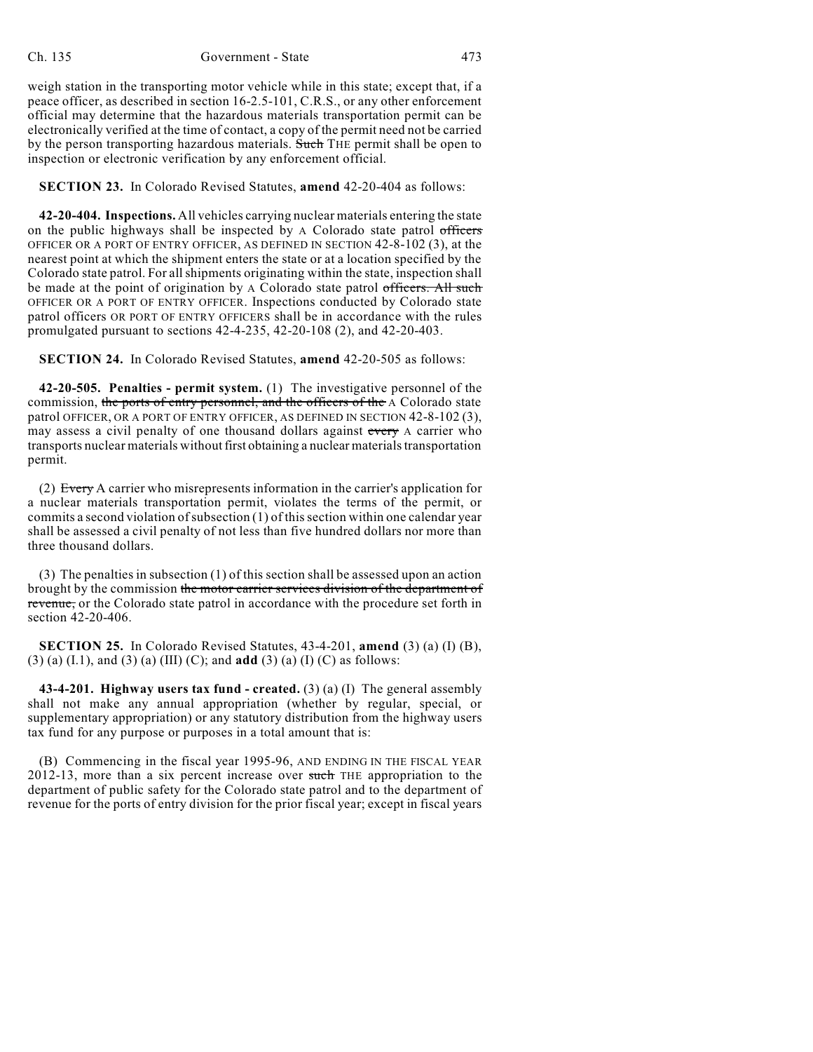weigh station in the transporting motor vehicle while in this state; except that, if a peace officer, as described in section 16-2.5-101, C.R.S., or any other enforcement official may determine that the hazardous materials transportation permit can be electronically verified at the time of contact, a copy of the permit need not be carried by the person transporting hazardous materials. ~~Such~~ THE permit shall be open to inspection or electronic verification by any enforcement official.

**SECTION 23.** In Colorado Revised Statutes, **amend** 42-20-404 as follows:

**42-20-404. Inspections.** All vehicles carrying nuclear materials entering the state on the public highways shall be inspected by A Colorado state patrol ~~officers~~ OFFICER OR A PORT OF ENTRY OFFICER, AS DEFINED IN SECTION 42-8-102 (3), at the nearest point at which the shipment enters the state or at a location specified by the Colorado state patrol. For all shipments originating within the state, inspection shall be made at the point of origination by A Colorado state patrol ~~officers. All such~~ OFFICER OR A PORT OF ENTRY OFFICER. Inspections conducted by Colorado state patrol officers OR PORT OF ENTRY OFFICERS shall be in accordance with the rules promulgated pursuant to sections 42-4-235, 42-20-108 (2), and 42-20-403.

**SECTION 24.** In Colorado Revised Statutes, **amend** 42-20-505 as follows:

**42-20-505. Penalties - permit system.** (1) The investigative personnel of the commission, ~~the ports of entry personnel, and the officers of the~~ A Colorado state patrol OFFICER, OR A PORT OF ENTRY OFFICER, AS DEFINED IN SECTION 42-8-102 (3), may assess a civil penalty of one thousand dollars against ~~every~~ A carrier who transports nuclear materials without first obtaining a nuclear materials transportation permit.

(2) ~~Every~~ A carrier who misrepresents information in the carrier's application for a nuclear materials transportation permit, violates the terms of the permit, or commits a second violation of subsection (1) of this section within one calendar year shall be assessed a civil penalty of not less than five hundred dollars nor more than three thousand dollars.

(3) The penalties in subsection (1) of this section shall be assessed upon an action brought by the commission ~~the motor carrier services division of the department of revenue,~~ or the Colorado state patrol in accordance with the procedure set forth in section 42-20-406.

**SECTION 25.** In Colorado Revised Statutes, 43-4-201, **amend** (3) (a) (I) (B), (3) (a) (I.1), and (3) (a) (III) (C); and **add** (3) (a) (I) (C) as follows:

**43-4-201. Highway users tax fund - created.** (3) (a) (I) The general assembly shall not make any annual appropriation (whether by regular, special, or supplementary appropriation) or any statutory distribution from the highway users tax fund for any purpose or purposes in a total amount that is:

(B) Commencing in the fiscal year 1995-96, AND ENDING IN THE FISCAL YEAR 2012-13, more than a six percent increase over ~~such~~ THE appropriation to the department of public safety for the Colorado state patrol and to the department of revenue for the ports of entry division for the prior fiscal year; except in fiscal years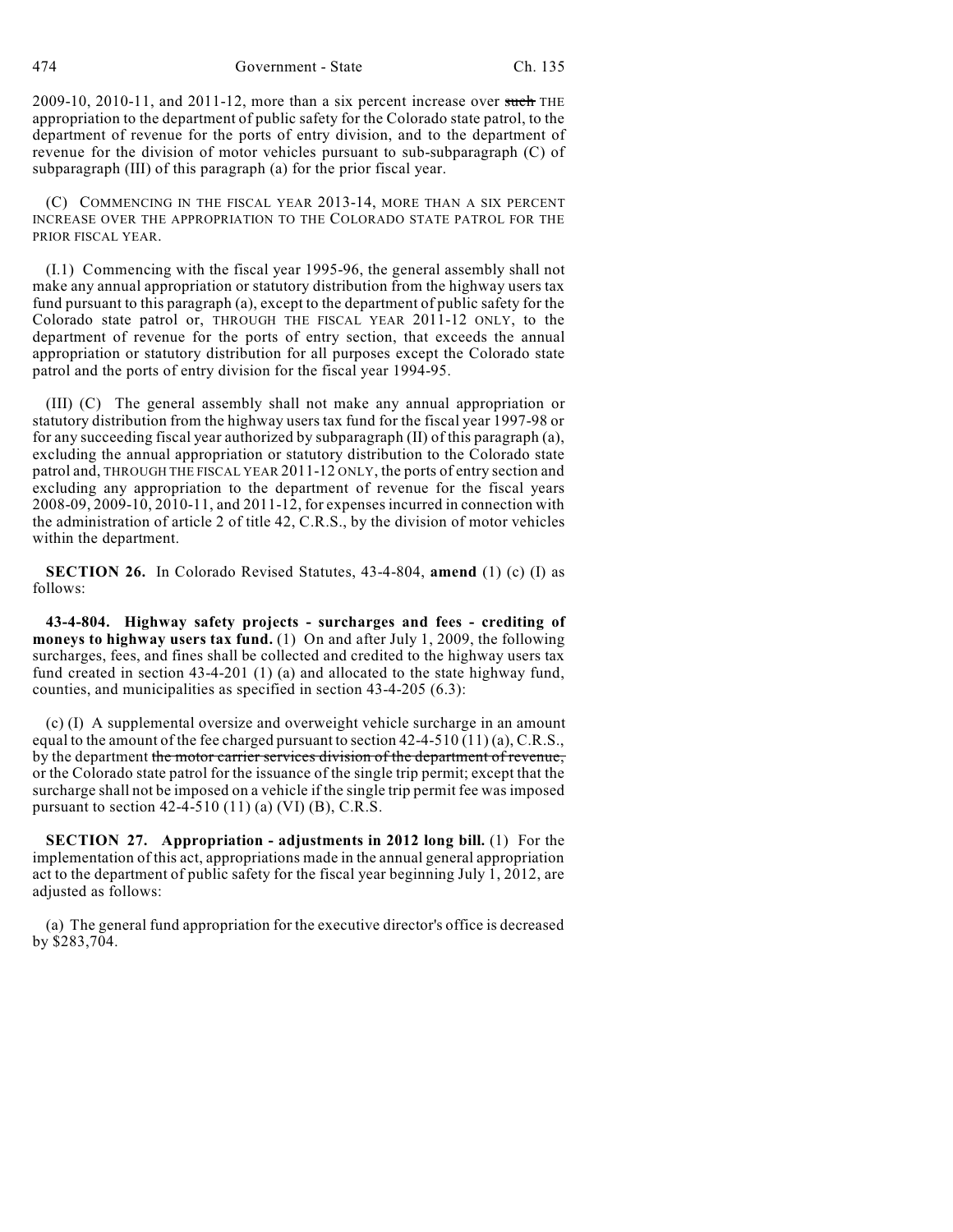2009-10, 2010-11, and 2011-12, more than a six percent increase over ~~such~~ THE appropriation to the department of public safety for the Colorado state patrol, to the department of revenue for the ports of entry division, and to the department of revenue for the division of motor vehicles pursuant to sub-subparagraph (C) of subparagraph (III) of this paragraph (a) for the prior fiscal year.

(C) COMMENCING IN THE FISCAL YEAR 2013-14, MORE THAN A SIX PERCENT INCREASE OVER THE APPROPRIATION TO THE COLORADO STATE PATROL FOR THE PRIOR FISCAL YEAR.

(I.1) Commencing with the fiscal year 1995-96, the general assembly shall not make any annual appropriation or statutory distribution from the highway users tax fund pursuant to this paragraph (a), except to the department of public safety for the Colorado state patrol or, THROUGH THE FISCAL YEAR 2011-12 ONLY, to the department of revenue for the ports of entry section, that exceeds the annual appropriation or statutory distribution for all purposes except the Colorado state patrol and the ports of entry division for the fiscal year 1994-95.

(III) (C) The general assembly shall not make any annual appropriation or statutory distribution from the highway users tax fund for the fiscal year 1997-98 or for any succeeding fiscal year authorized by subparagraph (II) of this paragraph (a), excluding the annual appropriation or statutory distribution to the Colorado state patrol and, THROUGH THE FISCAL YEAR 2011-12 ONLY, the ports of entry section and excluding any appropriation to the department of revenue for the fiscal years 2008-09, 2009-10, 2010-11, and 2011-12, for expenses incurred in connection with the administration of article 2 of title 42, C.R.S., by the division of motor vehicles within the department.

**SECTION 26.** In Colorado Revised Statutes, 43-4-804, **amend** (1) (c) (I) as follows:

**43-4-804. Highway safety projects - surcharges and fees - crediting of moneys to highway users tax fund.** (1) On and after July 1, 2009, the following surcharges, fees, and fines shall be collected and credited to the highway users tax fund created in section 43-4-201 (1) (a) and allocated to the state highway fund, counties, and municipalities as specified in section 43-4-205 (6.3):

(c) (I) A supplemental oversize and overweight vehicle surcharge in an amount equal to the amount of the fee charged pursuant to section 42-4-510 (11) (a), C.R.S., by the department ~~the motor carrier services division of the department of revenue,~~ or the Colorado state patrol for the issuance of the single trip permit; except that the surcharge shall not be imposed on a vehicle if the single trip permit fee was imposed pursuant to section 42-4-510 (11) (a) (VI) (B), C.R.S.

**SECTION 27. Appropriation - adjustments in 2012 long bill.** (1) For the implementation of this act, appropriations made in the annual general appropriation act to the department of public safety for the fiscal year beginning July 1, 2012, are adjusted as follows:

(a) The general fund appropriation for the executive director's office is decreased by $283,704.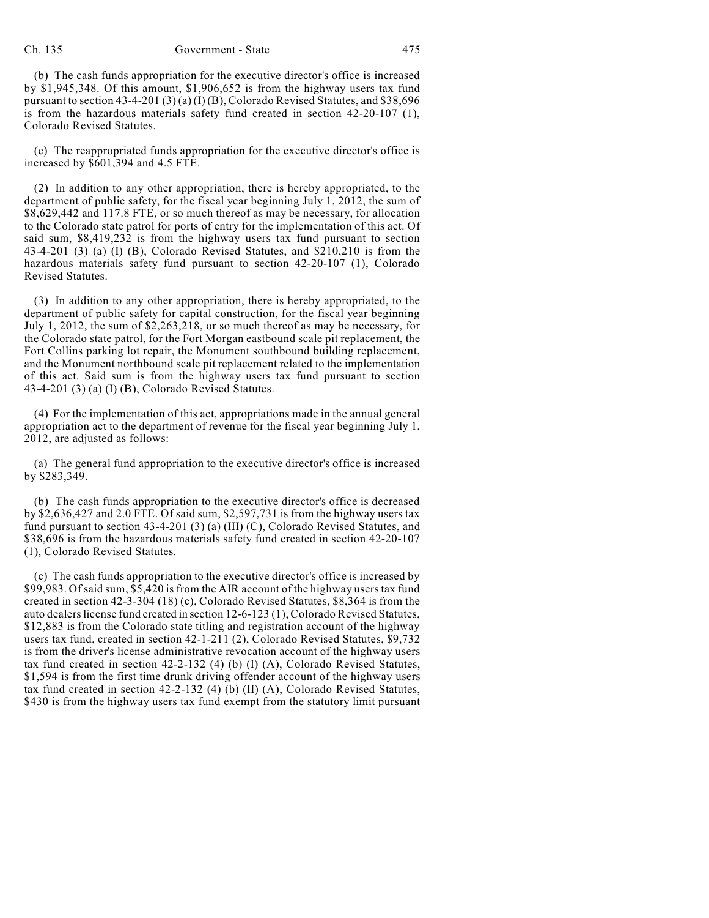(b) The cash funds appropriation for the executive director's office is increased by $1,945,348. Of this amount, $1,906,652 is from the highway users tax fund pursuant to section 43-4-201 (3) (a) (I) (B), Colorado Revised Statutes, and $38,696 is from the hazardous materials safety fund created in section 42-20-107 (1), Colorado Revised Statutes.

(c) The reappropriated funds appropriation for the executive director's office is increased by $601,394 and 4.5 FTE.

(2) In addition to any other appropriation, there is hereby appropriated, to the department of public safety, for the fiscal year beginning July 1, 2012, the sum of $8,629,442 and 117.8 FTE, or so much thereof as may be necessary, for allocation to the Colorado state patrol for ports of entry for the implementation of this act. Of said sum, $8,419,232 is from the highway users tax fund pursuant to section 43-4-201 (3) (a) (I) (B), Colorado Revised Statutes, and $210,210 is from the hazardous materials safety fund pursuant to section 42-20-107 (1), Colorado Revised Statutes.

(3) In addition to any other appropriation, there is hereby appropriated, to the department of public safety for capital construction, for the fiscal year beginning July 1, 2012, the sum of $2,263,218, or so much thereof as may be necessary, for the Colorado state patrol, for the Fort Morgan eastbound scale pit replacement, the Fort Collins parking lot repair, the Monument southbound building replacement, and the Monument northbound scale pit replacement related to the implementation of this act. Said sum is from the highway users tax fund pursuant to section 43-4-201 (3) (a) (I) (B), Colorado Revised Statutes.

(4) For the implementation of this act, appropriations made in the annual general appropriation act to the department of revenue for the fiscal year beginning July 1, 2012, are adjusted as follows:

(a) The general fund appropriation to the executive director's office is increased by $283,349.

(b) The cash funds appropriation to the executive director's office is decreased by $2,636,427 and 2.0 FTE. Of said sum, $2,597,731 is from the highway users tax fund pursuant to section 43-4-201 (3) (a) (III) (C), Colorado Revised Statutes, and $38,696 is from the hazardous materials safety fund created in section 42-20-107 (1), Colorado Revised Statutes.

(c) The cash funds appropriation to the executive director's office is increased by $99,983. Of said sum, $5,420 is from the AIR account of the highway users tax fund created in section 42-3-304 (18) (c), Colorado Revised Statutes, $8,364 is from the auto dealers license fund created in section 12-6-123 (1), Colorado Revised Statutes, $12,883 is from the Colorado state titling and registration account of the highway users tax fund, created in section 42-1-211 (2), Colorado Revised Statutes, $9,732 is from the driver's license administrative revocation account of the highway users tax fund created in section 42-2-132 (4) (b) (I) (A), Colorado Revised Statutes, $1,594 is from the first time drunk driving offender account of the highway users tax fund created in section 42-2-132 (4) (b) (II) (A), Colorado Revised Statutes, $430 is from the highway users tax fund exempt from the statutory limit pursuant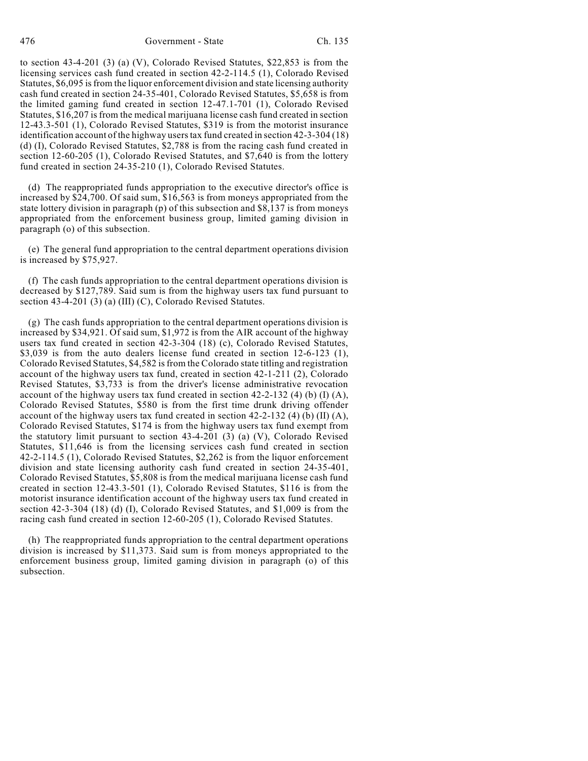to section 43-4-201 (3) (a) (V), Colorado Revised Statutes, $22,853 is from the licensing services cash fund created in section 42-2-114.5 (1), Colorado Revised Statutes, $6,095 is from the liquor enforcement division and state licensing authority cash fund created in section 24-35-401, Colorado Revised Statutes, $5,658 is from the limited gaming fund created in section 12-47.1-701 (1), Colorado Revised Statutes, $16,207 is from the medical marijuana license cash fund created in section 12-43.3-501 (1), Colorado Revised Statutes, $319 is from the motorist insurance identification account of the highway users tax fund created in section 42-3-304 (18) (d) (I), Colorado Revised Statutes, $2,788 is from the racing cash fund created in section 12-60-205 (1), Colorado Revised Statutes, and $7,640 is from the lottery fund created in section 24-35-210 (1), Colorado Revised Statutes.

(d) The reappropriated funds appropriation to the executive director's office is increased by $24,700. Of said sum, $16,563 is from moneys appropriated from the state lottery division in paragraph (p) of this subsection and $8,137 is from moneys appropriated from the enforcement business group, limited gaming division in paragraph (o) of this subsection.

(e) The general fund appropriation to the central department operations division is increased by $75,927.

(f) The cash funds appropriation to the central department operations division is decreased by $127,789. Said sum is from the highway users tax fund pursuant to section 43-4-201 (3) (a) (III) (C), Colorado Revised Statutes.

(g) The cash funds appropriation to the central department operations division is increased by $34,921. Of said sum, $1,972 is from the AIR account of the highway users tax fund created in section 42-3-304 (18) (c), Colorado Revised Statutes, $3,039 is from the auto dealers license fund created in section 12-6-123 (1), Colorado Revised Statutes, $4,582 is from the Colorado state titling and registration account of the highway users tax fund, created in section 42-1-211 (2), Colorado Revised Statutes, $3,733 is from the driver's license administrative revocation account of the highway users tax fund created in section 42-2-132 (4) (b) (I) (A), Colorado Revised Statutes, $580 is from the first time drunk driving offender account of the highway users tax fund created in section 42-2-132 (4) (b) (II) (A), Colorado Revised Statutes, $174 is from the highway users tax fund exempt from the statutory limit pursuant to section 43-4-201 (3) (a) (V), Colorado Revised Statutes, $11,646 is from the licensing services cash fund created in section 42-2-114.5 (1), Colorado Revised Statutes, $2,262 is from the liquor enforcement division and state licensing authority cash fund created in section 24-35-401, Colorado Revised Statutes, $5,808 is from the medical marijuana license cash fund created in section 12-43.3-501 (1), Colorado Revised Statutes, $116 is from the motorist insurance identification account of the highway users tax fund created in section 42-3-304 (18) (d) (I), Colorado Revised Statutes, and $1,009 is from the racing cash fund created in section 12-60-205 (1), Colorado Revised Statutes.

(h) The reappropriated funds appropriation to the central department operations division is increased by $11,373. Said sum is from moneys appropriated to the enforcement business group, limited gaming division in paragraph (o) of this subsection.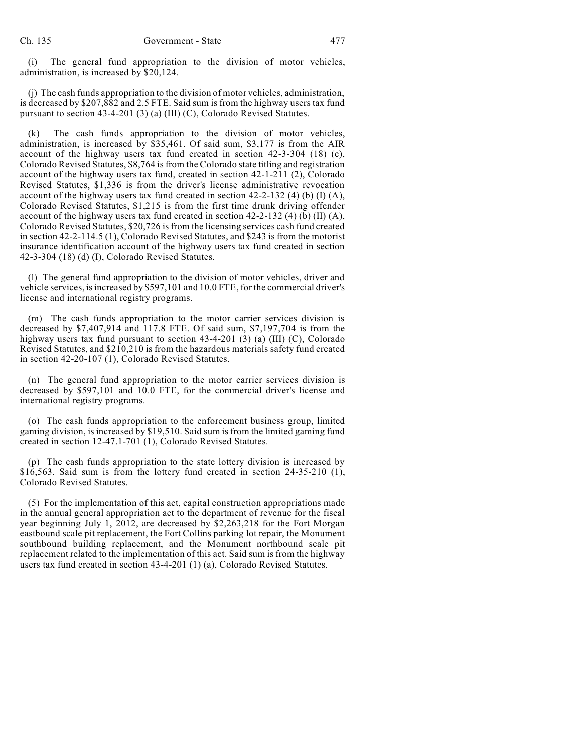(i) The general fund appropriation to the division of motor vehicles, administration, is increased by $20,124.

(j) The cash funds appropriation to the division of motor vehicles, administration, is decreased by $207,882 and 2.5 FTE. Said sum is from the highway users tax fund pursuant to section 43-4-201 (3) (a) (III) (C), Colorado Revised Statutes.

(k) The cash funds appropriation to the division of motor vehicles, administration, is increased by $35,461. Of said sum, $3,177 is from the AIR account of the highway users tax fund created in section 42-3-304 (18) (c), Colorado Revised Statutes, $8,764 is from the Colorado state titling and registration account of the highway users tax fund, created in section 42-1-211 (2), Colorado Revised Statutes, $1,336 is from the driver's license administrative revocation account of the highway users tax fund created in section 42-2-132 (4) (b) (I) (A), Colorado Revised Statutes, $1,215 is from the first time drunk driving offender account of the highway users tax fund created in section 42-2-132 (4) (b) (II) (A), Colorado Revised Statutes, $20,726 is from the licensing services cash fund created in section 42-2-114.5 (1), Colorado Revised Statutes, and $243 is from the motorist insurance identification account of the highway users tax fund created in section 42-3-304 (18) (d) (I), Colorado Revised Statutes.

(l) The general fund appropriation to the division of motor vehicles, driver and vehicle services, is increased by $597,101 and 10.0 FTE, for the commercial driver's license and international registry programs.

(m) The cash funds appropriation to the motor carrier services division is decreased by $7,407,914 and 117.8 FTE. Of said sum, $7,197,704 is from the highway users tax fund pursuant to section 43-4-201 (3) (a) (III) (C), Colorado Revised Statutes, and $210,210 is from the hazardous materials safety fund created in section 42-20-107 (1), Colorado Revised Statutes.

(n) The general fund appropriation to the motor carrier services division is decreased by $597,101 and 10.0 FTE, for the commercial driver's license and international registry programs.

(o) The cash funds appropriation to the enforcement business group, limited gaming division, is increased by $19,510. Said sum is from the limited gaming fund created in section 12-47.1-701 (1), Colorado Revised Statutes.

(p) The cash funds appropriation to the state lottery division is increased by $16,563. Said sum is from the lottery fund created in section 24-35-210 (1), Colorado Revised Statutes.

(5) For the implementation of this act, capital construction appropriations made in the annual general appropriation act to the department of revenue for the fiscal year beginning July 1, 2012, are decreased by $2,263,218 for the Fort Morgan eastbound scale pit replacement, the Fort Collins parking lot repair, the Monument southbound building replacement, and the Monument northbound scale pit replacement related to the implementation of this act. Said sum is from the highway users tax fund created in section 43-4-201 (1) (a), Colorado Revised Statutes.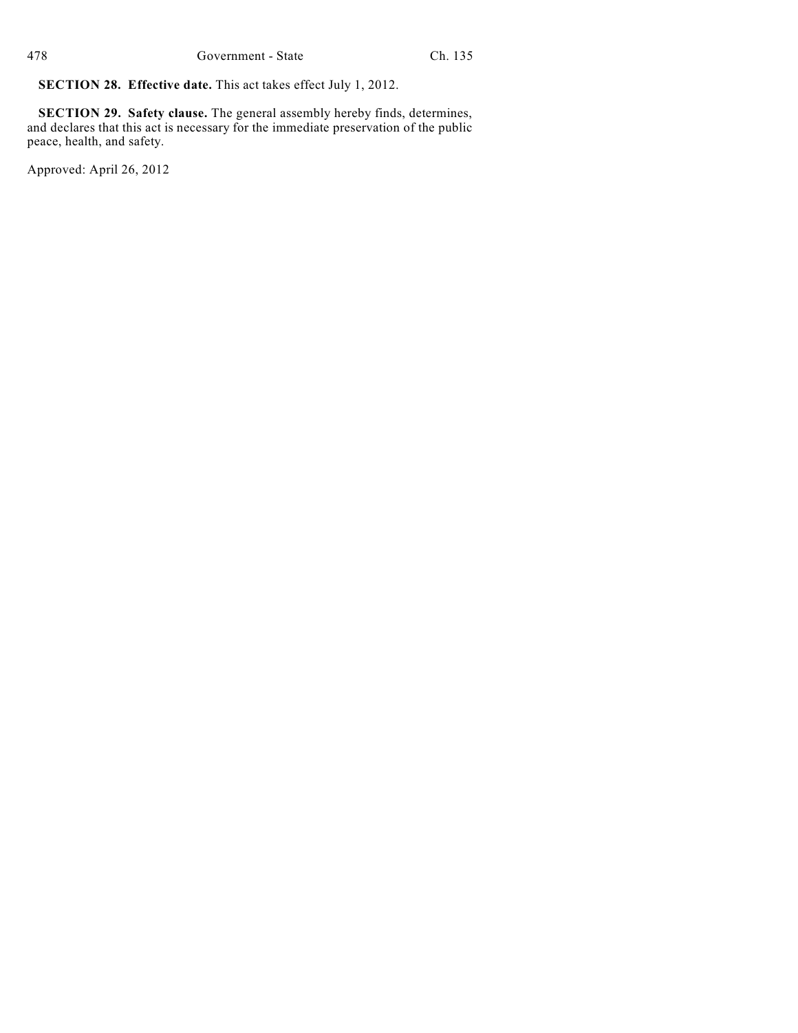**SECTION 28. Effective date.** This act takes effect July 1, 2012.

**SECTION 29. Safety clause.** The general assembly hereby finds, determines, and declares that this act is necessary for the immediate preservation of the public peace, health, and safety.

Approved: April 26, 2012